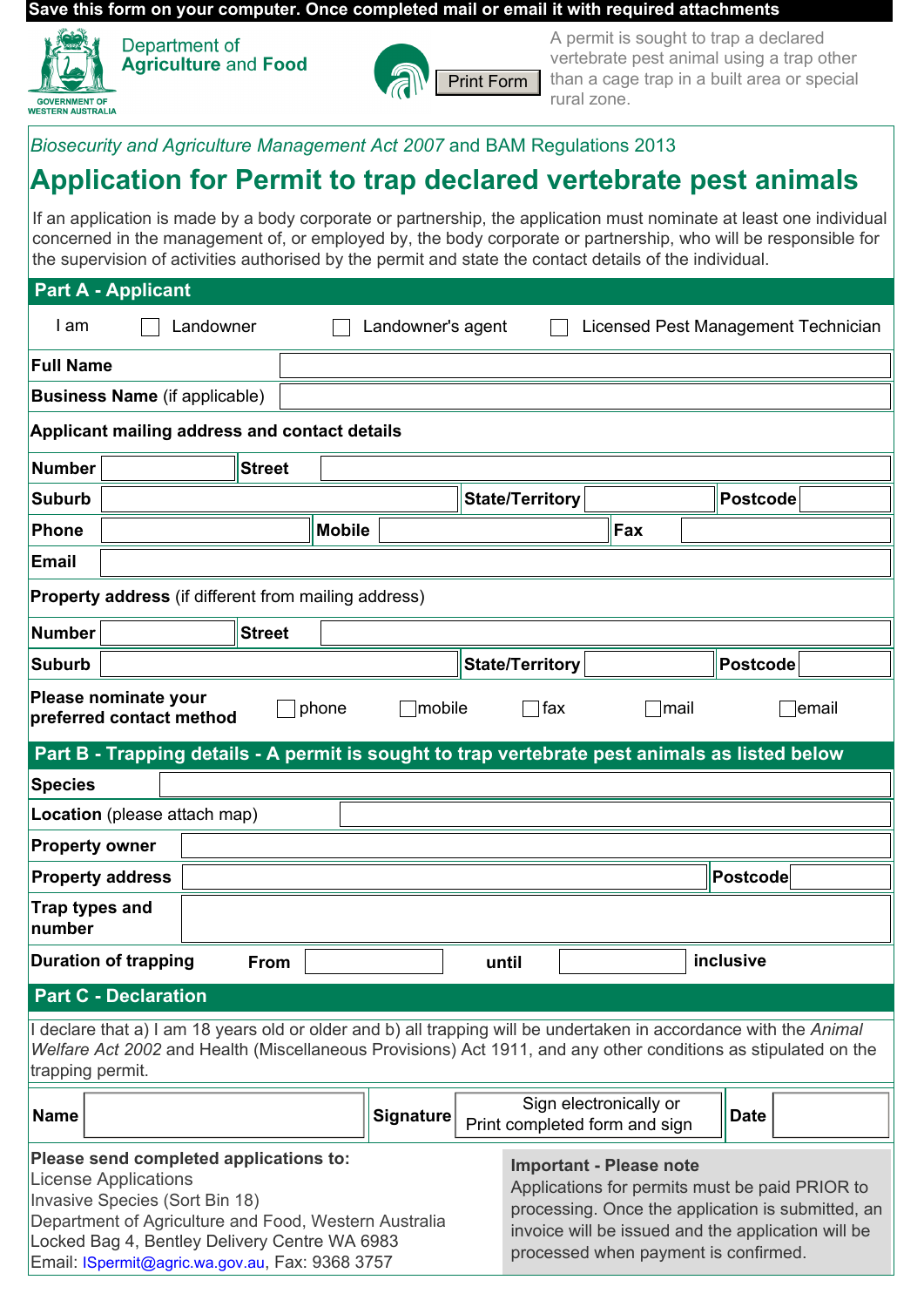**Save this form on your computer. Once completed mail or email it with required attachments**

Department of Agriculture and Food

GOVERNMENT OF WESTERN AUSTRALIA

Print Form

A permit is sought to trap a declared vertebrate pest animal using a trap other than a cage trap in a built area or special rural zone.

*Biosecurity and Agriculture Management Act 2007* and BAM Regulations 2013

# Application for Permit to trap declared vertebrate pest animals

If an application is made by a body corporate or partnership, the application must nominate at least one individual concerned in the management of, or employed by, the body corporate or partnership, who will be responsible for the supervision of activities authorised by the permit and state the contact details of the individual.

## Part A - Applicant

I am ☐ Landowner ☐ Landowner's agent ☐ Licensed Pest Management Technician

| | |
|---|---|
| **Full Name** | |
| **Business Name** (if applicable) | |

**Applicant mailing address and contact details**

| | | | | | |
|---|---|---|---|---|---|
| **Number** | | **Street** | | | |
| **Suburb** | | **State/Territory** | | **Postcode** | |
| **Phone** | | **Mobile** | | **Fax** | |
| **Email** | | | | | |

**Property address** (if different from mailing address)

| | | | | | |
|---|---|---|---|---|---|
| **Number** | | **Street** | | | |
| **Suburb** | | **State/Territory** | | **Postcode** | |

**Please nominate your preferred contact method** ☐ phone ☐ mobile ☐ fax ☐ mail ☐ email

## Part B - Trapping details - A permit is sought to trap vertebrate pest animals as listed below

| | | | |
|---|---|---|---|
| **Species** | | | |
| **Location** (please attach map) | | | |
| **Property owner** | | | |
| **Property address** | | **Postcode** | |
| **Trap types and number** | | | |

**Duration of trapping** From ____________ until ____________ **inclusive**

## Part C - Declaration

I declare that a) I am 18 years old or older and b) all trapping will be undertaken in accordance with the *Animal Welfare Act 2002* and Health (Miscellaneous Provisions) Act 1911, and any other conditions as stipulated on the trapping permit.

| | | | | | |
|---|---|---|---|---|---|
| **Name** | | **Signature** | Sign electronically or Print completed form and sign | **Date** | |

**Please send completed applications to:**
License Applications
Invasive Species (Sort Bin 18)
Department of Agriculture and Food, Western Australia
Locked Bag 4, Bentley Delivery Centre WA 6983
Email: ISpermit@agric.wa.gov.au, Fax: 9368 3757

**Important - Please note**
Applications for permits must be paid PRIOR to processing. Once the application is submitted, an invoice will be issued and the application will be processed when payment is confirmed.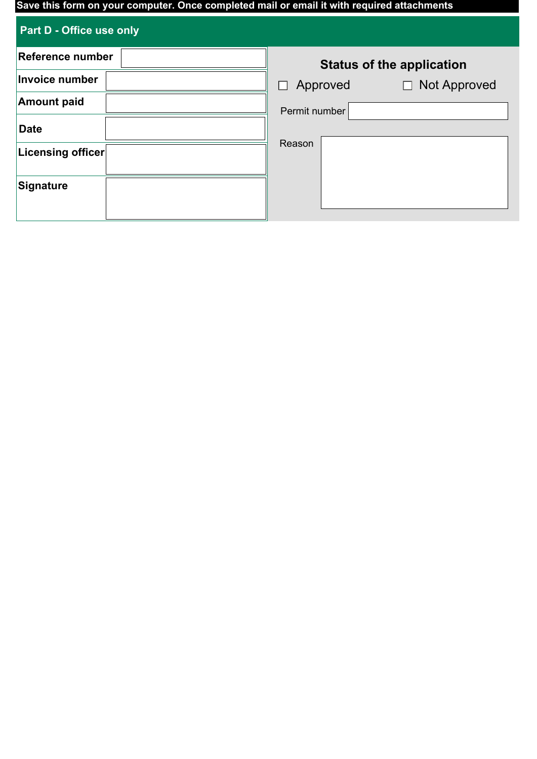**Save this form on your computer. Once completed mail or email it with required attachments**

## Part D - Office use only

| | |
|---|---|
| **Reference number** | |
| **Invoice number** | |
| **Amount paid** | |
| **Date** | |
| **Licensing officer** | |
| **Signature** | |

### Status of the application

☐ Approved ☐ Not Approved

Permit number

Reason